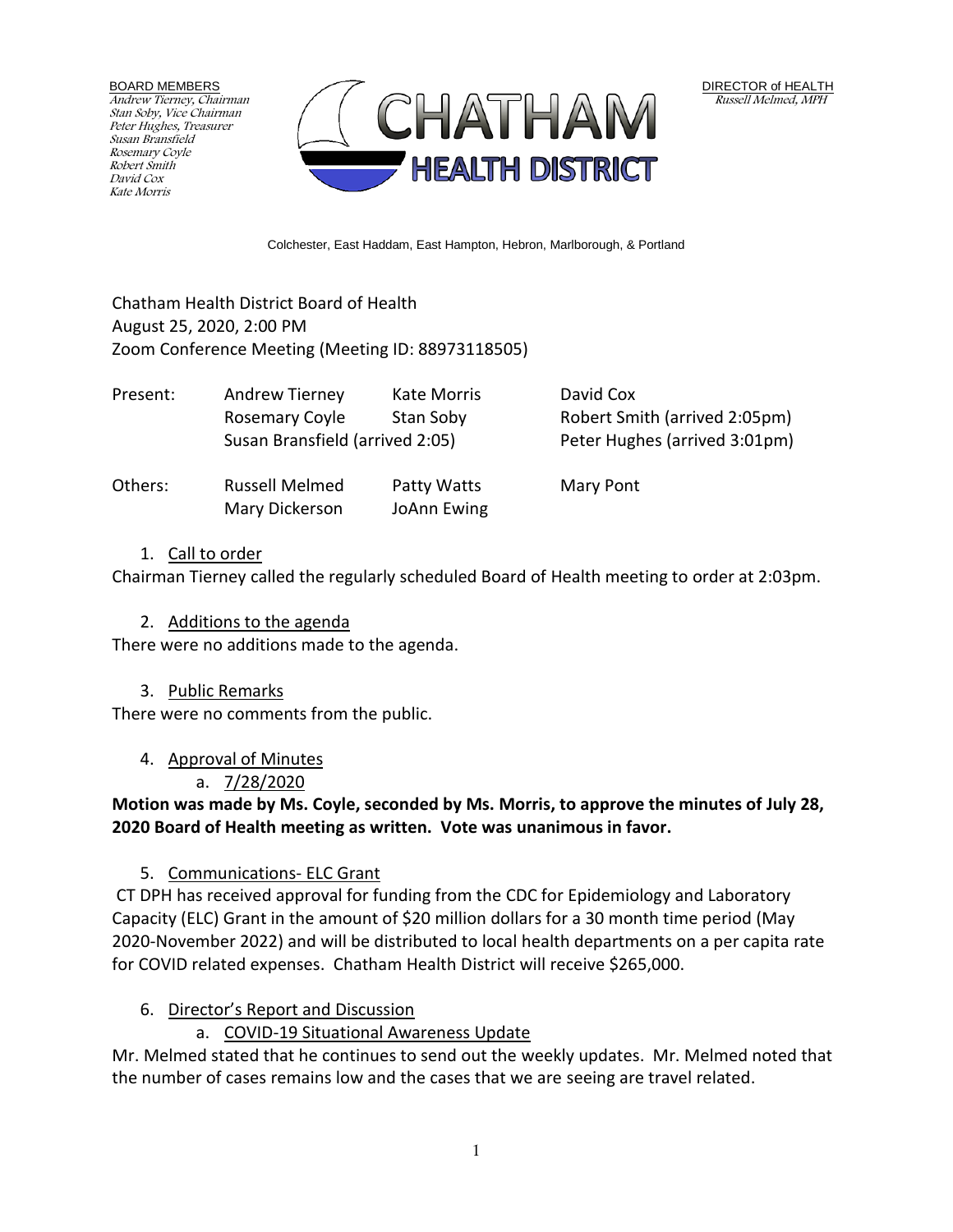BOARD MEMBERS
*Andrew Tierney, Chairman*
*Stan Soby, Vice Chairman*
*Peter Hughes, Treasurer*
*Susan Bransfield*
*Rosemary Coyle*
*Robert Smith*
*David Cox*
*Kate Morris*

CHATHAM HEALTH DISTRICT

DIRECTOR of HEALTH
*Russell Melmed, MPH*

Colchester, East Haddam, East Hampton, Hebron, Marlborough, & Portland

Chatham Health District Board of Health
August 25, 2020, 2:00 PM
Zoom Conference Meeting (Meeting ID: 88973118505)

| | | | |
|---|---|---|---|
| Present: | Andrew Tierney | Kate Morris | David Cox |
| | Rosemary Coyle | Stan Soby | Robert Smith (arrived 2:05pm) |
| | Susan Bransfield (arrived 2:05) | | Peter Hughes (arrived 3:01pm) |
| Others: | Russell Melmed | Patty Watts | Mary Pont |
| | Mary Dickerson | JoAnn Ewing | |

1. Call to order

Chairman Tierney called the regularly scheduled Board of Health meeting to order at 2:03pm.

2. Additions to the agenda

There were no additions made to the agenda.

3. Public Remarks

There were no comments from the public.

4. Approval of Minutes
    a. 7/28/2020

**Motion was made by Ms. Coyle, seconded by Ms. Morris, to approve the minutes of July 28, 2020 Board of Health meeting as written. Vote was unanimous in favor.**

5. Communications- ELC Grant

CT DPH has received approval for funding from the CDC for Epidemiology and Laboratory Capacity (ELC) Grant in the amount of $20 million dollars for a 30 month time period (May 2020-November 2022) and will be distributed to local health departments on a per capita rate for COVID related expenses. Chatham Health District will receive $265,000.

6. Director's Report and Discussion
    a. COVID-19 Situational Awareness Update

Mr. Melmed stated that he continues to send out the weekly updates. Mr. Melmed noted that the number of cases remains low and the cases that we are seeing are travel related.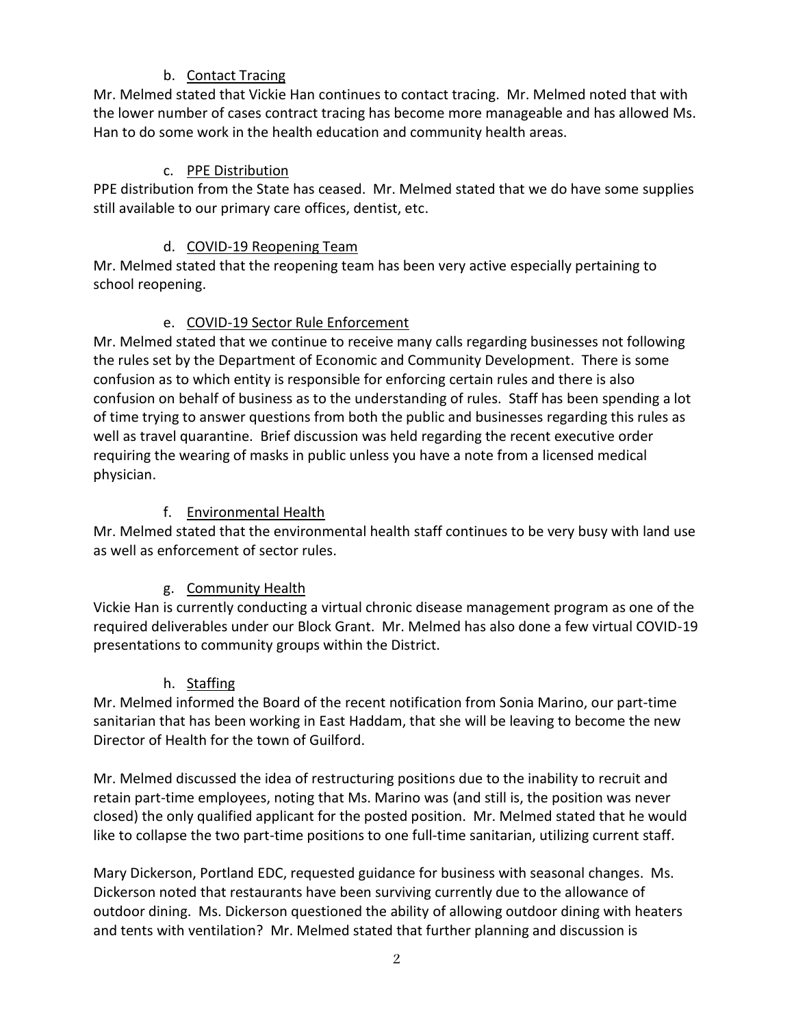b. <u>Contact Tracing</u>

Mr. Melmed stated that Vickie Han continues to contact tracing. Mr. Melmed noted that with the lower number of cases contract tracing has become more manageable and has allowed Ms. Han to do some work in the health education and community health areas.

c. <u>PPE Distribution</u>

PPE distribution from the State has ceased. Mr. Melmed stated that we do have some supplies still available to our primary care offices, dentist, etc.

d. <u>COVID-19 Reopening Team</u>

Mr. Melmed stated that the reopening team has been very active especially pertaining to school reopening.

e. <u>COVID-19 Sector Rule Enforcement</u>

Mr. Melmed stated that we continue to receive many calls regarding businesses not following the rules set by the Department of Economic and Community Development. There is some confusion as to which entity is responsible for enforcing certain rules and there is also confusion on behalf of business as to the understanding of rules. Staff has been spending a lot of time trying to answer questions from both the public and businesses regarding this rules as well as travel quarantine. Brief discussion was held regarding the recent executive order requiring the wearing of masks in public unless you have a note from a licensed medical physician.

f. <u>Environmental Health</u>

Mr. Melmed stated that the environmental health staff continues to be very busy with land use as well as enforcement of sector rules.

g. <u>Community Health</u>

Vickie Han is currently conducting a virtual chronic disease management program as one of the required deliverables under our Block Grant. Mr. Melmed has also done a few virtual COVID-19 presentations to community groups within the District.

h. <u>Staffing</u>

Mr. Melmed informed the Board of the recent notification from Sonia Marino, our part-time sanitarian that has been working in East Haddam, that she will be leaving to become the new Director of Health for the town of Guilford.

Mr. Melmed discussed the idea of restructuring positions due to the inability to recruit and retain part-time employees, noting that Ms. Marino was (and still is, the position was never closed) the only qualified applicant for the posted position. Mr. Melmed stated that he would like to collapse the two part-time positions to one full-time sanitarian, utilizing current staff.

Mary Dickerson, Portland EDC, requested guidance for business with seasonal changes. Ms. Dickerson noted that restaurants have been surviving currently due to the allowance of outdoor dining. Ms. Dickerson questioned the ability of allowing outdoor dining with heaters and tents with ventilation? Mr. Melmed stated that further planning and discussion is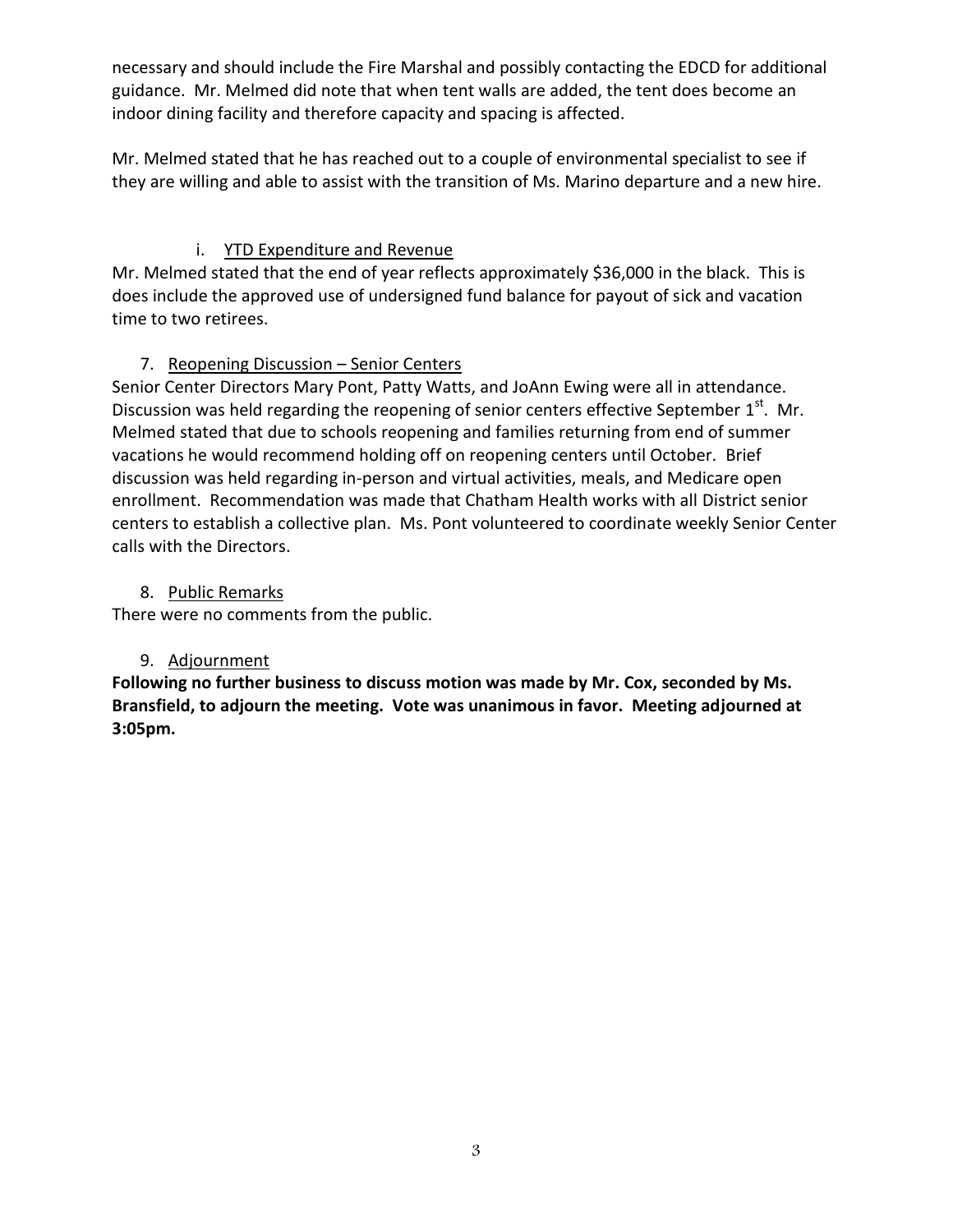necessary and should include the Fire Marshal and possibly contacting the EDCD for additional guidance. Mr. Melmed did note that when tent walls are added, the tent does become an indoor dining facility and therefore capacity and spacing is affected.

Mr. Melmed stated that he has reached out to a couple of environmental specialist to see if they are willing and able to assist with the transition of Ms. Marino departure and a new hire.

i. YTD Expenditure and Revenue

Mr. Melmed stated that the end of year reflects approximately $36,000 in the black. This is does include the approved use of undersigned fund balance for payout of sick and vacation time to two retirees.

7. Reopening Discussion – Senior Centers

Senior Center Directors Mary Pont, Patty Watts, and JoAnn Ewing were all in attendance. Discussion was held regarding the reopening of senior centers effective September 1st. Mr. Melmed stated that due to schools reopening and families returning from end of summer vacations he would recommend holding off on reopening centers until October. Brief discussion was held regarding in-person and virtual activities, meals, and Medicare open enrollment. Recommendation was made that Chatham Health works with all District senior centers to establish a collective plan. Ms. Pont volunteered to coordinate weekly Senior Center calls with the Directors.

8. Public Remarks

There were no comments from the public.

9. Adjournment

**Following no further business to discuss motion was made by Mr. Cox, seconded by Ms. Bransfield, to adjourn the meeting. Vote was unanimous in favor. Meeting adjourned at 3:05pm.**